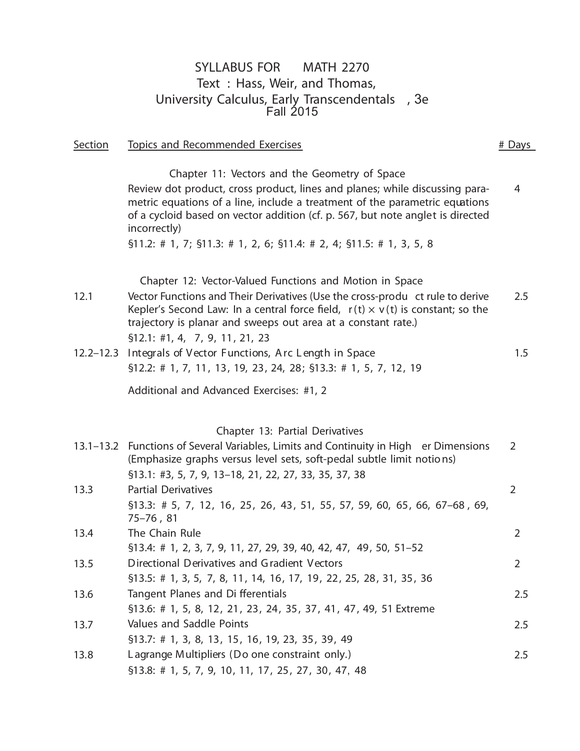# SYLLABUS FOR MATH 2270

## Text : Hass, Weir, and Thomas, University Calculus, Early Transcendentals, 3e

## Fall 2015

| Section | Topics and Recommended Exercises | # Days |
| --- | --- | --- |
| | **Chapter 11: Vectors and the Geometry of Space** | |
| | Review dot product, cross product, lines and planes; while discussing parametric equations of a line, include a treatment of the parametric equations of a cycloid based on vector addition (cf. p. 567, but note angle $t$ is directed incorrectly) | 4 |
| | §11.2: # 1, 7; §11.3: # 1, 2, 6; §11.4: # 2, 4; §11.5: # 1, 3, 5, 8 | |
| | **Chapter 12: Vector-Valued Functions and Motion in Space** | |
| 12.1 | Vector Functions and Their Derivatives (Use the cross-product rule to derive Kepler's Second Law: In a central force field, $r(t) \times v(t)$ is constant; so the trajectory is planar and sweeps out area at a constant rate.) | 2.5 |
| | §12.1: #1, 4, 7, 9, 11, 21, 23 | |
| 12.2–12.3 | Integrals of Vector Functions, Arc Length in Space | 1.5 |
| | §12.2: # 1, 7, 11, 13, 19, 23, 24, 28; §13.3: # 1, 5, 7, 12, 19 | |
| | Additional and Advanced Exercises: #1, 2 | |
| | **Chapter 13: Partial Derivatives** | |
| 13.1–13.2 | Functions of Several Variables, Limits and Continuity in Higher Dimensions (Emphasize graphs versus level sets, soft-pedal subtle limit notions) | 2 |
| | §13.1: #3, 5, 7, 9, 13–18, 21, 22, 27, 33, 35, 37, 38 | |
| 13.3 | Partial Derivatives | 2 |
| | §13.3: # 5, 7, 12, 16, 25, 26, 43, 51, 55, 57, 59, 60, 65, 66, 67–68, 69, 75–76, 81 | |
| 13.4 | The Chain Rule | 2 |
| | §13.4: # 1, 2, 3, 7, 9, 11, 27, 29, 39, 40, 42, 47, 49, 50, 51–52 | |
| 13.5 | Directional Derivatives and Gradient Vectors | 2 |
| | §13.5: # 1, 3, 5, 7, 8, 11, 14, 16, 17, 19, 22, 25, 28, 31, 35, 36 | |
| 13.6 | Tangent Planes and Differentials | 2.5 |
| | §13.6: # 1, 5, 8, 12, 21, 23, 24, 35, 37, 41, 47, 49, 51 Extreme | |
| 13.7 | Values and Saddle Points | 2.5 |
| | §13.7: # 1, 3, 8, 13, 15, 16, 19, 23, 35, 39, 49 | |
| 13.8 | Lagrange Multipliers (Do one constraint only.) | 2.5 |
| | §13.8: # 1, 5, 7, 9, 10, 11, 17, 25, 27, 30, 47, 48 | |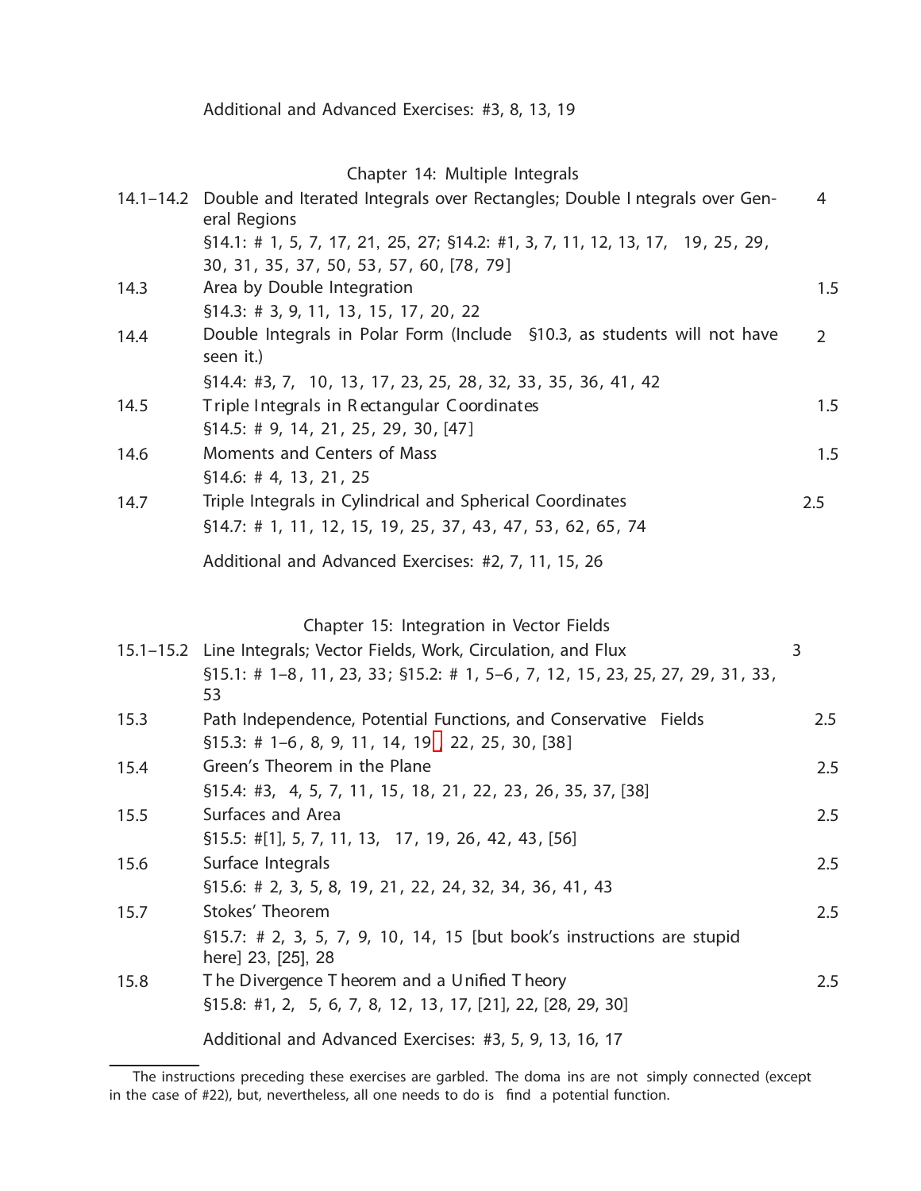Additional and Advanced Exercises: #3, 8, 13, 19

## Chapter 14: Multiple Integrals

| | | |
|---|---|---|
| 14.1–14.2 | Double and Iterated Integrals over Rectangles; Double Integrals over General Regions<br>§14.1: # 1, 5, 7, 17, 21, 25, 27; §14.2: #1, 3, 7, 11, 12, 13, 17, 19, 25, 29, 30, 31, 35, 37, 50, 53, 57, 60, [78, 79] | 4 |
| 14.3 | Area by Double Integration<br>§14.3: # 3, 9, 11, 13, 15, 17, 20, 22 | 1.5 |
| 14.4 | Double Integrals in Polar Form (Include §10.3, as students will not have seen it.)<br>§14.4: #3, 7, 10, 13, 17, 23, 25, 28, 32, 33, 35, 36, 41, 42 | 2 |
| 14.5 | Triple Integrals in Rectangular Coordinates<br>§14.5: # 9, 14, 21, 25, 29, 30, [47] | 1.5 |
| 14.6 | Moments and Centers of Mass<br>§14.6: # 4, 13, 21, 25 | 1.5 |
| 14.7 | Triple Integrals in Cylindrical and Spherical Coordinates<br>§14.7: # 1, 11, 12, 15, 19, 25, 37, 43, 47, 53, 62, 65, 74 | 2.5 |

Additional and Advanced Exercises: #2, 7, 11, 15, 26

## Chapter 15: Integration in Vector Fields

| | | |
|---|---|---|
| 15.1–15.2 | Line Integrals; Vector Fields, Work, Circulation, and Flux<br>§15.1: # 1–8, 11, 23, 33; §15.2: # 1, 5–6, 7, 12, 15, 23, 25, 27, 29, 31, 33, 53 | 3 |
| 15.3 | Path Independence, Potential Functions, and Conservative Fields<br>§15.3: # 1–6, 8, 9, 11, 14, 19[1], 22, 25, 30, [38] | 2.5 |
| 15.4 | Green's Theorem in the Plane<br>§15.4: #3, 4, 5, 7, 11, 15, 18, 21, 22, 23, 26, 35, 37, [38] | 2.5 |
| 15.5 | Surfaces and Area<br>§15.5: #[1], 5, 7, 11, 13, 17, 19, 26, 42, 43, [56] | 2.5 |
| 15.6 | Surface Integrals<br>§15.6: # 2, 3, 5, 8, 19, 21, 22, 24, 32, 34, 36, 41, 43 | 2.5 |
| 15.7 | Stokes' Theorem<br>§15.7: # 2, 3, 5, 7, 9, 10, 14, 15 [but book's instructions are stupid here] 23, [25], 28 | 2.5 |
| 15.8 | The Divergence Theorem and a Unified Theory<br>§15.8: #1, 2, 5, 6, 7, 8, 12, 13, 17, [21], 22, [28, 29, 30] | 2.5 |

Additional and Advanced Exercises: #3, 5, 9, 13, 16, 17

---

[1] The instructions preceding these exercises are garbled. The domains are not simply connected (except in the case of #22), but, nevertheless, all one needs to do is find a potential function.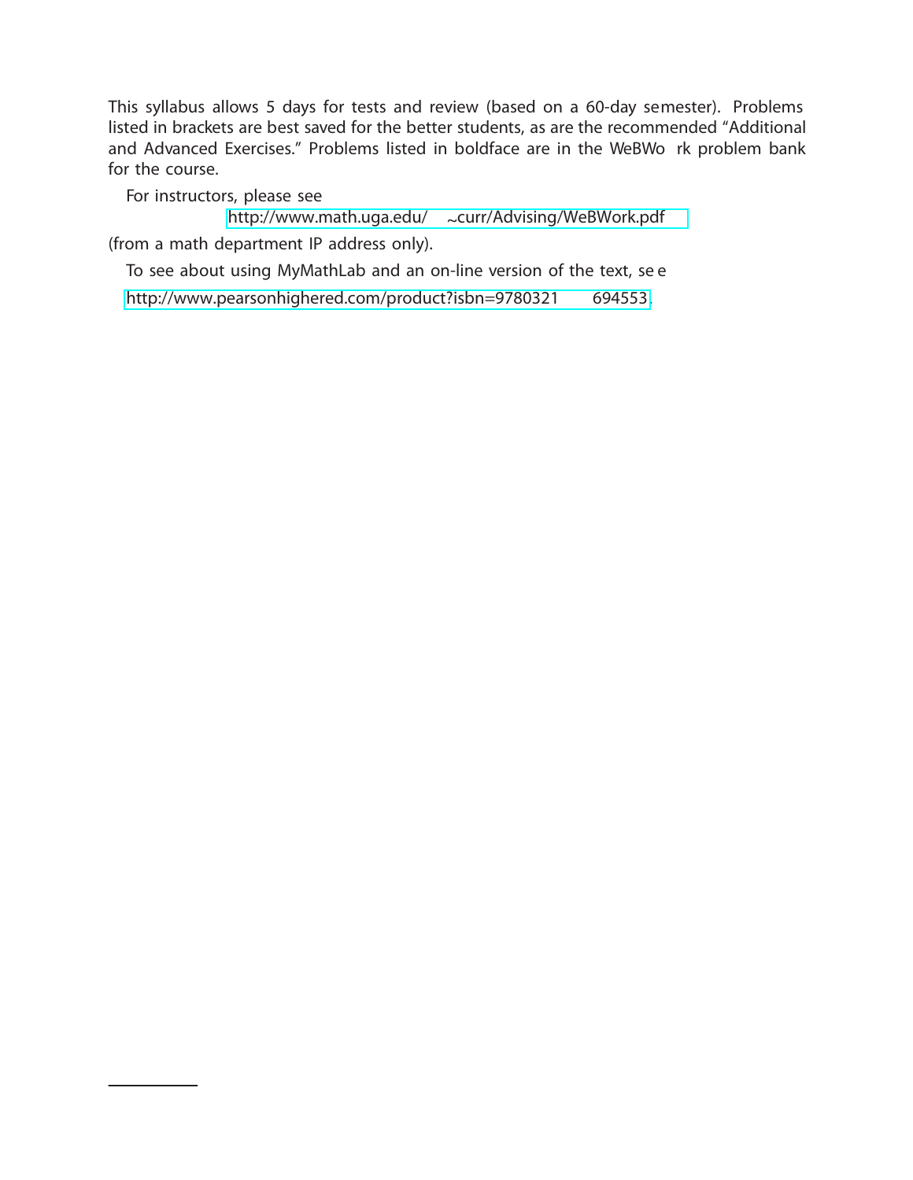This syllabus allows 5 days for tests and review (based on a 60-day semester). Problems listed in brackets are best saved for the better students, as are the recommended "Additional and Advanced Exercises." Problems listed in boldface are in the WeBWork problem bank for the course.

For instructors, please see

http://www.math.uga.edu/~curr/Advising/WeBWork.pdf

(from a math department IP address only).

To see about using MyMathLab and an on-line version of the text, see

http://www.pearsonhighered.com/product?isbn=9780321694553.